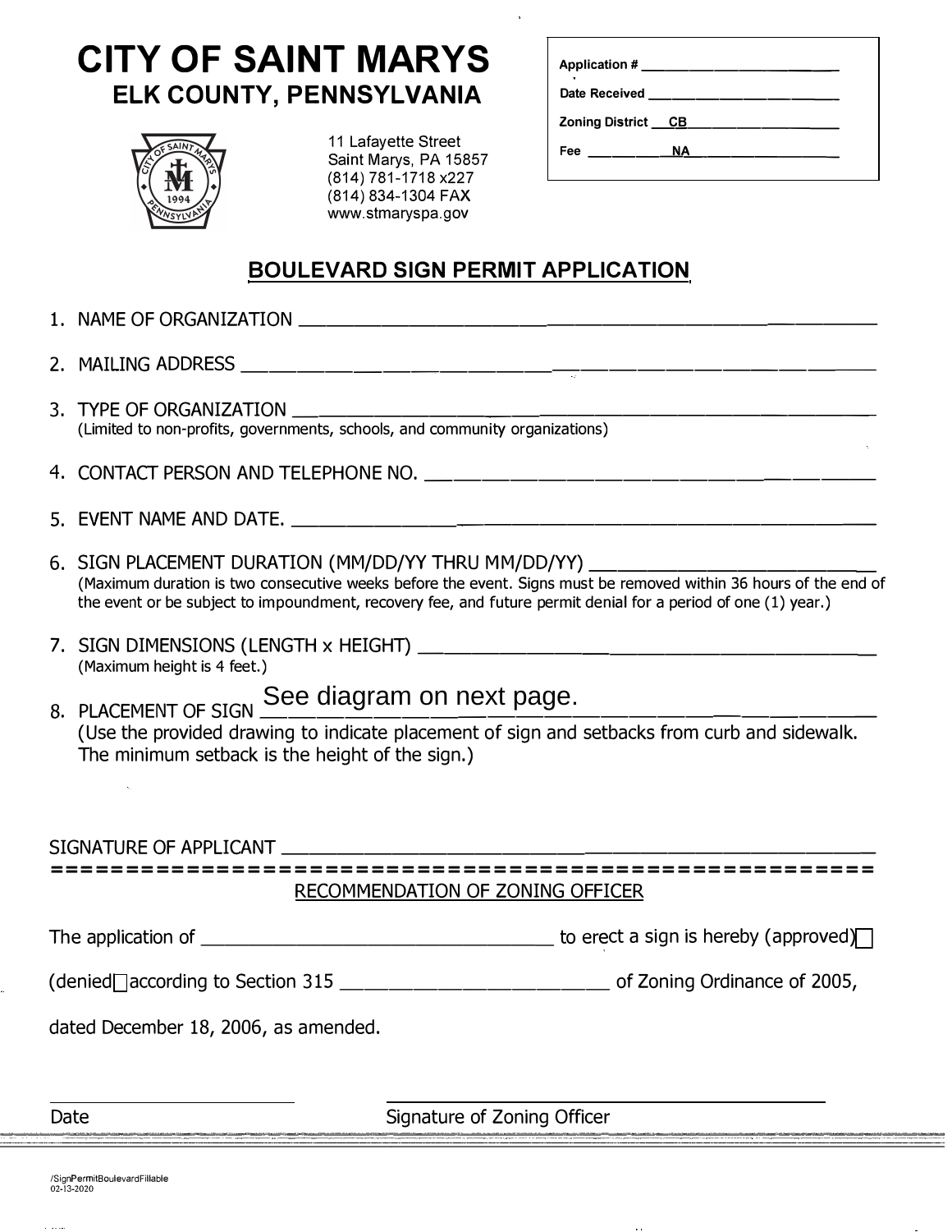# CITY OF SAINT MARYS

## ELK COUNTY, PENNSYLVANIA

11 Lafayette Street
Saint Marys, PA 15857
(814) 781-1718 x227
(814) 834-1304 FAX
www.stmaryspa.gov

Application # ____________________

Date Received ____________________

Zoning District __CB__________________

Fee __________NA__________________

## BOULEVARD SIGN PERMIT APPLICATION

1. NAME OF ORGANIZATION ______________________________________________

2. MAILING ADDRESS ______________________________________________

3. TYPE OF ORGANIZATION ______________________________________________
   (Limited to non-profits, governments, schools, and community organizations)

4. CONTACT PERSON AND TELEPHONE NO. ______________________________________________

5. EVENT NAME AND DATE. ______________________________________________

6. SIGN PLACEMENT DURATION (MM/DD/YY THRU MM/DD/YY) ______________________________
   (Maximum duration is two consecutive weeks before the event. Signs must be removed within 36 hours of the end of the event or be subject to impoundment, recovery fee, and future permit denial for a period of one (1) year.)

7. SIGN DIMENSIONS (LENGTH x HEIGHT) ______________________________________________
   (Maximum height is 4 feet.)

8. PLACEMENT OF SIGN See diagram on next page.
   (Use the provided drawing to indicate placement of sign and setbacks from curb and sidewalk. The minimum setback is the height of the sign.)

SIGNATURE OF APPLICANT ______________________________________________

=====================================================

RECOMMENDATION OF ZONING OFFICER

The application of ______________________________ to erect a sign is hereby (approved)☐

(denied☐according to Section 315 ______________________ of Zoning Ordinance of 2005,

dated December 18, 2006, as amended.

______________________ Date

______________________ Signature of Zoning Officer

/SignPermitBoulevardFillable
02-13-2020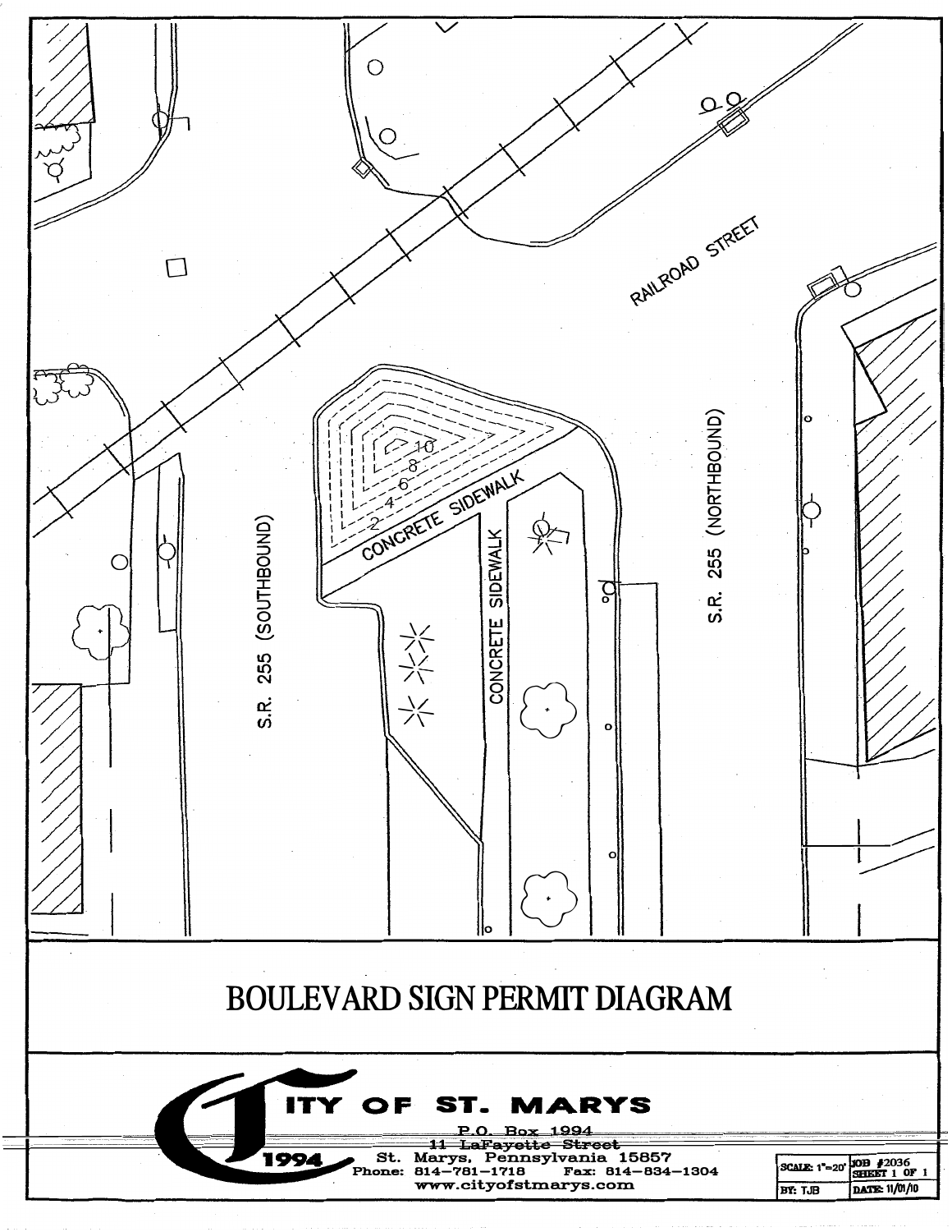RAILROAD STREET

S.R. 255 (SOUTHBOUND)

S.R. 255 (NORTHBOUND)

CONCRETE SIDEWALK

CONCRETE SIDEWALK

10

8

6

4

2

# BOULEVARD SIGN PERMIT DIAGRAM

**CITY OF ST. MARYS**

1994

P.O. Box 1994
11 LaFayette Street
St. Marys, Pennsylvania 15857
Phone: 814-781-1718 Fax: 814-834-1304
www.cityofstmarys.com

| | |
|---|---|
| SCALE: 1"=20' | JOB #2036 SHEET 1 OF 1 |
| BY: TJB | DATE: 11/01/10 |